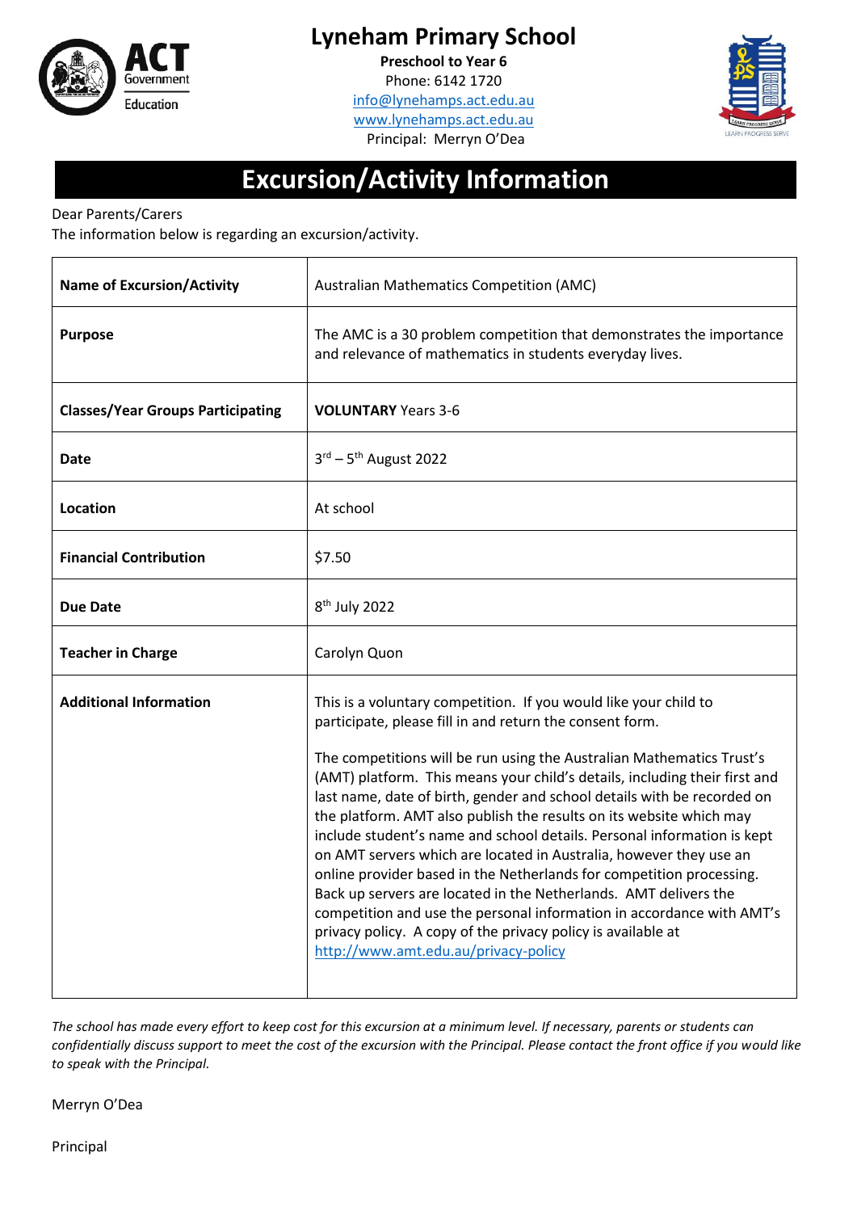# Lyneham Primary School

**Preschool to Year 6**
Phone: 6142 1720
info@lynehamps.act.edu.au
www.lynehamps.act.edu.au
Principal: Merryn O'Dea

## Excursion/Activity Information

Dear Parents/Carers
The information below is regarding an excursion/activity.

| | |
|---|---|
| **Name of Excursion/Activity** | Australian Mathematics Competition (AMC) |
| **Purpose** | The AMC is a 30 problem competition that demonstrates the importance and relevance of mathematics in students everyday lives. |
| **Classes/Year Groups Participating** | **VOLUNTARY** Years 3-6 |
| **Date** | 3rd – 5th August 2022 |
| **Location** | At school |
| **Financial Contribution** | $7.50 |
| **Due Date** | 8th July 2022 |
| **Teacher in Charge** | Carolyn Quon |
| **Additional Information** | This is a voluntary competition. If you would like your child to participate, please fill in and return the consent form.<br><br>The competitions will be run using the Australian Mathematics Trust's (AMT) platform. This means your child's details, including their first and last name, date of birth, gender and school details will be recorded on the platform. AMT also publish the results on its website which may include student's name and school details. Personal information is kept on AMT servers which are located in Australia, however they use an online provider based in the Netherlands for competition processing. Back up servers are located in the Netherlands. AMT delivers the competition and use the personal information in accordance with AMT's privacy policy. A copy of the privacy policy is available at http://www.amt.edu.au/privacy-policy |

*The school has made every effort to keep cost for this excursion at a minimum level. If necessary, parents or students can confidentially discuss support to meet the cost of the excursion with the Principal. Please contact the front office if you would like to speak with the Principal.*

Merryn O'Dea

Principal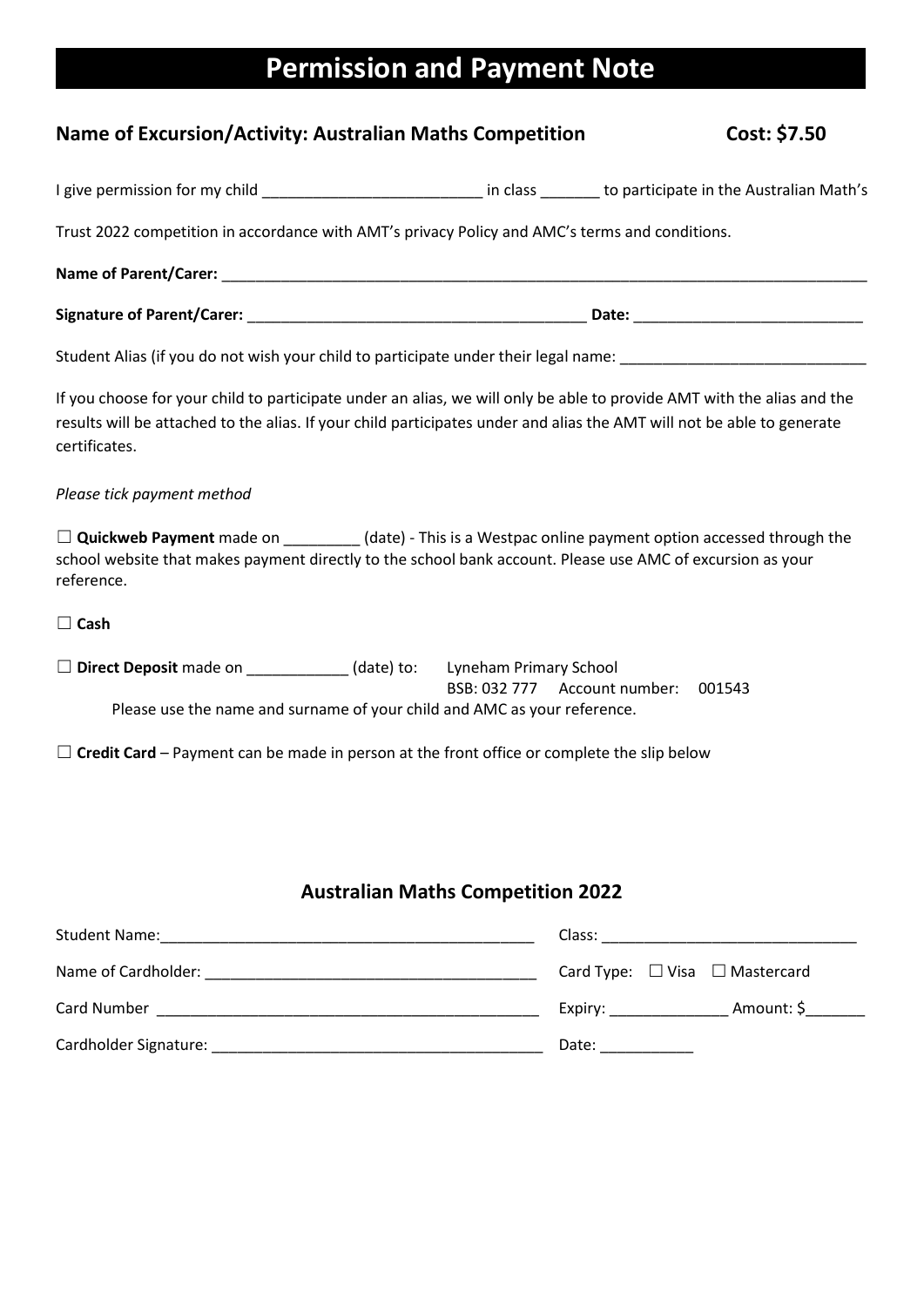# Permission and Payment Note

**Name of Excursion/Activity: Australian Maths Competition** **Cost: $7.50**

I give permission for my child __________________________ in class _______ to participate in the Australian Math's Trust 2022 competition in accordance with AMT's privacy Policy and AMC's terms and conditions.

**Name of Parent/Carer:** ________________________________________________________________________________

**Signature of Parent/Carer:** ________________________________________ **Date:** ___________________________

Student Alias (if you do not wish your child to participate under their legal name: _____________________________

If you choose for your child to participate under an alias, we will only be able to provide AMT with the alias and the results will be attached to the alias. If your child participates under and alias the AMT will not be able to generate certificates.

*Please tick payment method*

☐ **Quickweb Payment** made on _________ (date) - This is a Westpac online payment option accessed through the school website that makes payment directly to the school bank account. Please use AMC of excursion as your reference.

☐ **Cash**

☐ **Direct Deposit** made on ____________ (date) to: Lyneham Primary School
BSB: 032 777 Account number: 001543
Please use the name and surname of your child and AMC as your reference.

☐ **Credit Card** – Payment can be made in person at the front office or complete the slip below

## Australian Maths Competition 2022

Student Name:____________________________________________ Class: ______________________________

Name of Cardholder: _______________________________________ Card Type: ☐ Visa ☐ Mastercard

Card Number _____________________________________________ Expiry: ______________ Amount: $_______

Cardholder Signature: _______________________________________ Date: ___________